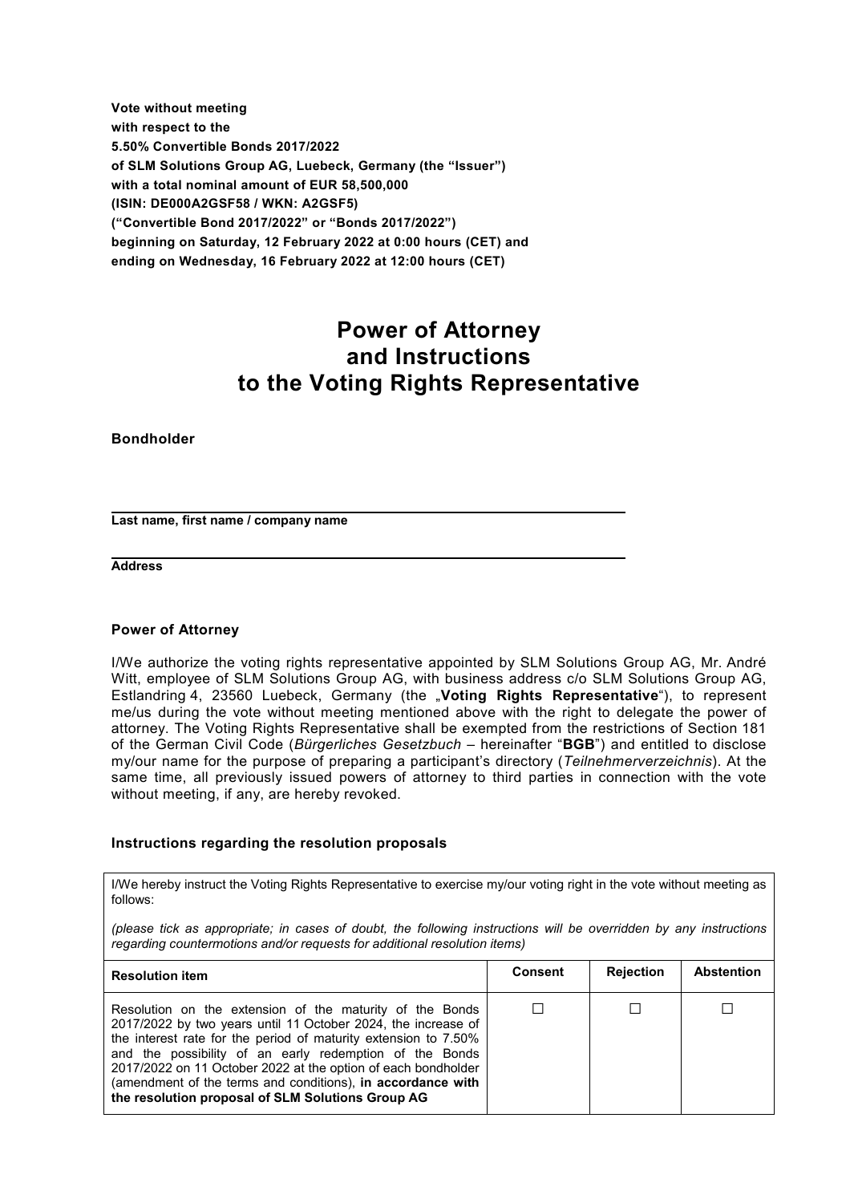**Vote without meeting**
**with respect to the**
**5.50% Convertible Bonds 2017/2022**
**of SLM Solutions Group AG, Luebeck, Germany (the "Issuer")**
**with a total nominal amount of EUR 58,500,000**
**(ISIN: DE000A2GSF58 / WKN: A2GSF5)**
**("Convertible Bond 2017/2022" or "Bonds 2017/2022")**
**beginning on Saturday, 12 February 2022 at 0:00 hours (CET) and**
**ending on Wednesday, 16 February 2022 at 12:00 hours (CET)**

# Power of Attorney and Instructions to the Voting Rights Representative

**Bondholder**

\_\_\_\_\_\_\_\_\_\_\_\_\_\_\_\_\_\_\_\_\_\_\_\_\_\_\_\_\_\_\_\_\_\_\_\_\_\_\_\_\_\_\_\_\_\_\_\_\_\_\_\_\_\_\_\_\_\_\_\_\_\_\_\_\_\_
**Last name, first name / company name**

\_\_\_\_\_\_\_\_\_\_\_\_\_\_\_\_\_\_\_\_\_\_\_\_\_\_\_\_\_\_\_\_\_\_\_\_\_\_\_\_\_\_\_\_\_\_\_\_\_\_\_\_\_\_\_\_\_\_\_\_\_\_\_\_\_\_
**Address**

### Power of Attorney

I/We authorize the voting rights representative appointed by SLM Solutions Group AG, Mr. André Witt, employee of SLM Solutions Group AG, with business address c/o SLM Solutions Group AG, Estlandring 4, 23560 Luebeck, Germany (the „**Voting Rights Representative**"), to represent me/us during the vote without meeting mentioned above with the right to delegate the power of attorney. The Voting Rights Representative shall be exempted from the restrictions of Section 181 of the German Civil Code (*Bürgerliches Gesetzbuch* – hereinafter "**BGB**") and entitled to disclose my/our name for the purpose of preparing a participant's directory (*Teilnehmerverzeichnis*). At the same time, all previously issued powers of attorney to third parties in connection with the vote without meeting, if any, are hereby revoked.

### Instructions regarding the resolution proposals

I/We hereby instruct the Voting Rights Representative to exercise my/our voting right in the vote without meeting as follows:

*(please tick as appropriate; in cases of doubt, the following instructions will be overridden by any instructions regarding countermotions and/or requests for additional resolution items)*

| Resolution item | Consent | Rejection | Abstention |
|---|---|---|---|
| Resolution on the extension of the maturity of the Bonds 2017/2022 by two years until 11 October 2024, the increase of the interest rate for the period of maturity extension to 7.50% and the possibility of an early redemption of the Bonds 2017/2022 on 11 October 2022 at the option of each bondholder (amendment of the terms and conditions), **in accordance with the resolution proposal of SLM Solutions Group AG** | ☐ | ☐ | ☐ |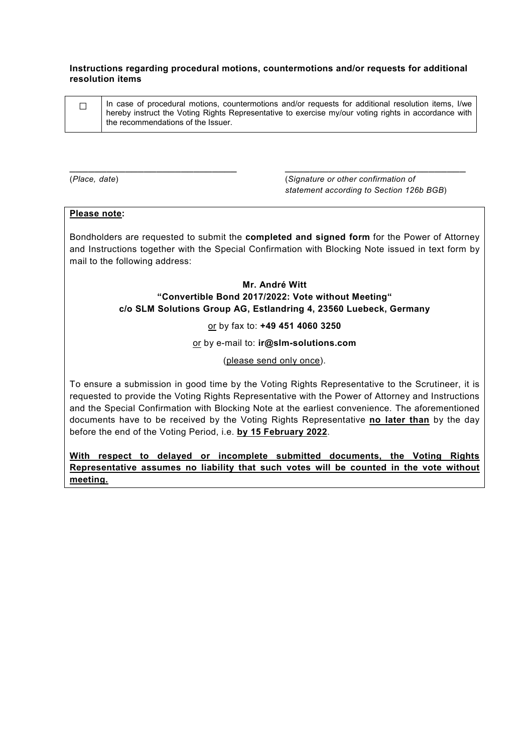**Instructions regarding procedural motions, countermotions and/or requests for additional resolution items**

| ☐ | In case of procedural motions, countermotions and/or requests for additional resolution items, I/we hereby instruct the Voting Rights Representative to exercise my/our voting rights in accordance with the recommendations of the Issuer. |
|---|---|

\_\_\_\_\_\_\_\_\_\_\_\_\_\_\_\_\_\_\_\_\_\_\_\_\_\_\_\_\_\_\_\_
(*Place, date*)

\_\_\_\_\_\_\_\_\_\_\_\_\_\_\_\_\_\_\_\_\_\_\_\_\_\_\_\_\_\_\_\_\_\_\_
(*Signature or other confirmation of statement according to Section 126b BGB*)

**Please note:**

Bondholders are requested to submit the **completed and signed form** for the Power of Attorney and Instructions together with the Special Confirmation with Blocking Note issued in text form by mail to the following address:

**Mr. André Witt**
**"Convertible Bond 2017/2022: Vote without Meeting"**
**c/o SLM Solutions Group AG, Estlandring 4, 23560 Luebeck, Germany**

or by fax to: **+49 451 4060 3250**

or by e-mail to: **ir@slm-solutions.com**

(please send only once).

To ensure a submission in good time by the Voting Rights Representative to the Scrutineer, it is requested to provide the Voting Rights Representative with the Power of Attorney and Instructions and the Special Confirmation with Blocking Note at the earliest convenience. The aforementioned documents have to be received by the Voting Rights Representative **no later than** by the day before the end of the Voting Period, i.e. **by 15 February 2022**.

**With respect to delayed or incomplete submitted documents, the Voting Rights Representative assumes no liability that such votes will be counted in the vote without meeting.**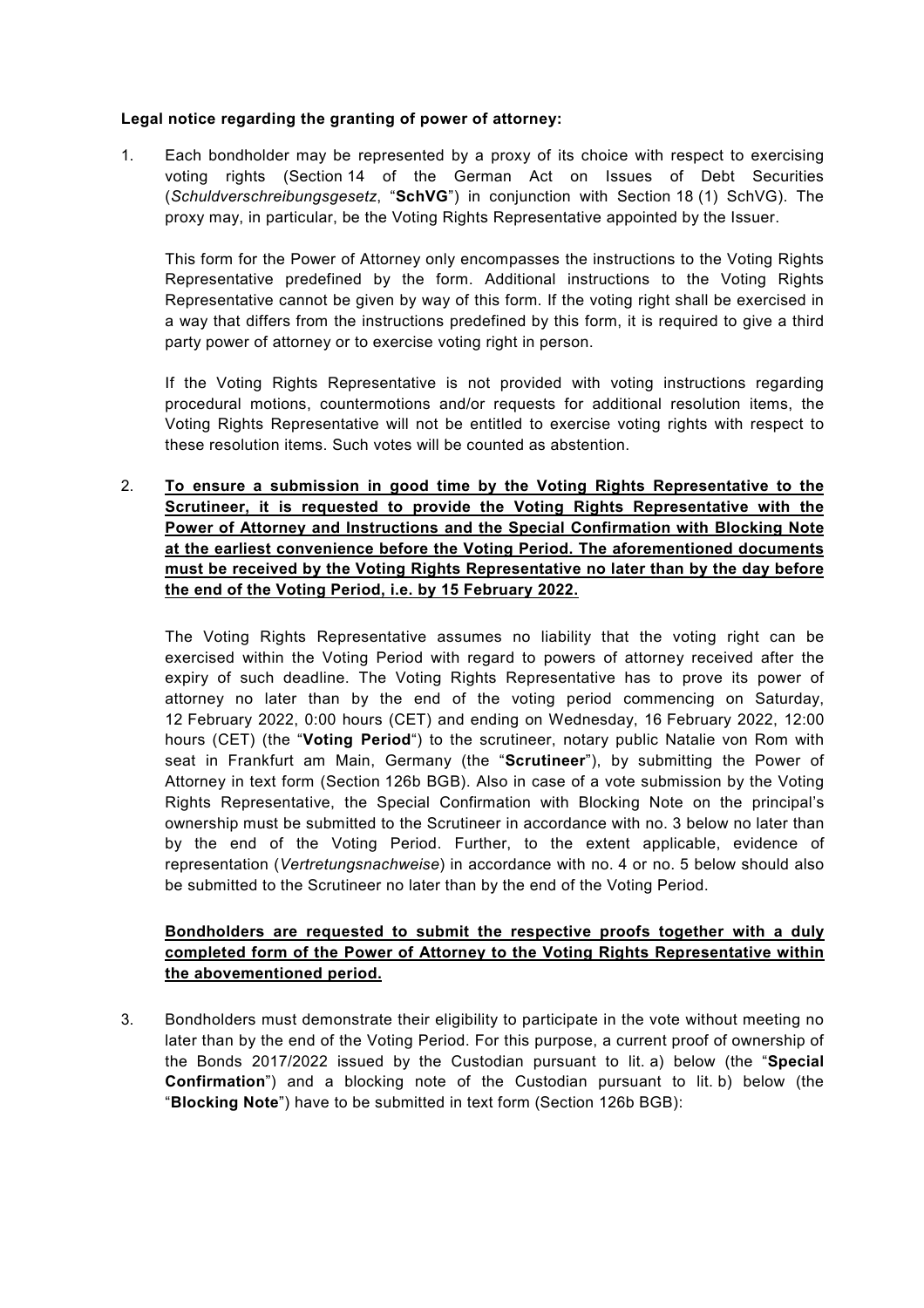**Legal notice regarding the granting of power of attorney:**

1. Each bondholder may be represented by a proxy of its choice with respect to exercising voting rights (Section 14 of the German Act on Issues of Debt Securities (*Schuldverschreibungsgesetz*, "**SchVG**") in conjunction with Section 18 (1) SchVG). The proxy may, in particular, be the Voting Rights Representative appointed by the Issuer.

   This form for the Power of Attorney only encompasses the instructions to the Voting Rights Representative predefined by the form. Additional instructions to the Voting Rights Representative cannot be given by way of this form. If the voting right shall be exercised in a way that differs from the instructions predefined by this form, it is required to give a third party power of attorney or to exercise voting right in person.

   If the Voting Rights Representative is not provided with voting instructions regarding procedural motions, countermotions and/or requests for additional resolution items, the Voting Rights Representative will not be entitled to exercise voting rights with respect to these resolution items. Such votes will be counted as abstention.

2. **To ensure a submission in good time by the Voting Rights Representative to the Scrutineer, it is requested to provide the Voting Rights Representative with the Power of Attorney and Instructions and the Special Confirmation with Blocking Note at the earliest convenience before the Voting Period. The aforementioned documents must be received by the Voting Rights Representative no later than by the day before the end of the Voting Period, i.e. by 15 February 2022.**

   The Voting Rights Representative assumes no liability that the voting right can be exercised within the Voting Period with regard to powers of attorney received after the expiry of such deadline. The Voting Rights Representative has to prove its power of attorney no later than by the end of the voting period commencing on Saturday, 12 February 2022, 0:00 hours (CET) and ending on Wednesday, 16 February 2022, 12:00 hours (CET) (the "**Voting Period**") to the scrutineer, notary public Natalie von Rom with seat in Frankfurt am Main, Germany (the "**Scrutineer**"), by submitting the Power of Attorney in text form (Section 126b BGB). Also in case of a vote submission by the Voting Rights Representative, the Special Confirmation with Blocking Note on the principal's ownership must be submitted to the Scrutineer in accordance with no. 3 below no later than by the end of the Voting Period. Further, to the extent applicable, evidence of representation (*Vertretungsnachweise*) in accordance with no. 4 or no. 5 below should also be submitted to the Scrutineer no later than by the end of the Voting Period.

   **Bondholders are requested to submit the respective proofs together with a duly completed form of the Power of Attorney to the Voting Rights Representative within the abovementioned period.**

3. Bondholders must demonstrate their eligibility to participate in the vote without meeting no later than by the end of the Voting Period. For this purpose, a current proof of ownership of the Bonds 2017/2022 issued by the Custodian pursuant to lit. a) below (the "**Special Confirmation**") and a blocking note of the Custodian pursuant to lit. b) below (the "**Blocking Note**") have to be submitted in text form (Section 126b BGB):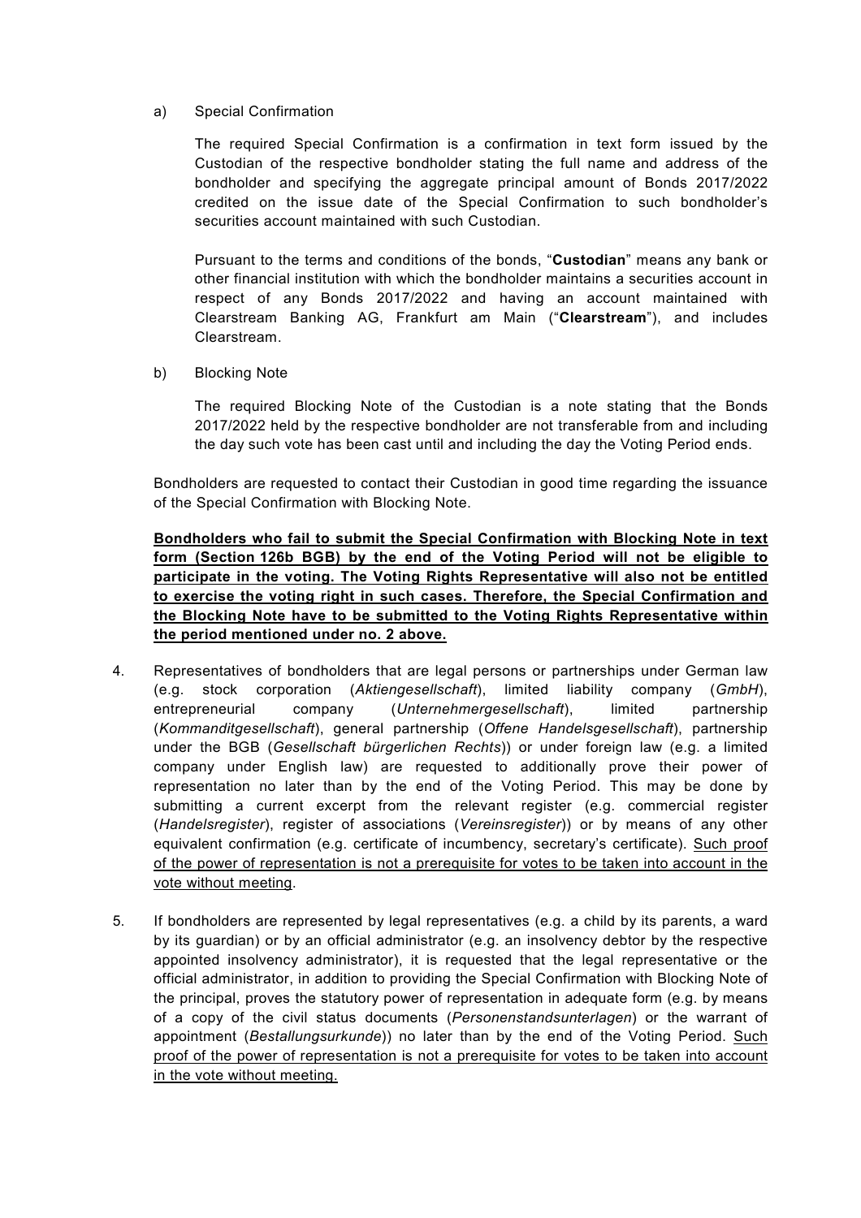a) Special Confirmation

The required Special Confirmation is a confirmation in text form issued by the Custodian of the respective bondholder stating the full name and address of the bondholder and specifying the aggregate principal amount of Bonds 2017/2022 credited on the issue date of the Special Confirmation to such bondholder's securities account maintained with such Custodian.

Pursuant to the terms and conditions of the bonds, "**Custodian**" means any bank or other financial institution with which the bondholder maintains a securities account in respect of any Bonds 2017/2022 and having an account maintained with Clearstream Banking AG, Frankfurt am Main ("**Clearstream**"), and includes Clearstream.

b) Blocking Note

The required Blocking Note of the Custodian is a note stating that the Bonds 2017/2022 held by the respective bondholder are not transferable from and including the day such vote has been cast until and including the day the Voting Period ends.

Bondholders are requested to contact their Custodian in good time regarding the issuance of the Special Confirmation with Blocking Note.

**Bondholders who fail to submit the Special Confirmation with Blocking Note in text form (Section 126b BGB) by the end of the Voting Period will not be eligible to participate in the voting. The Voting Rights Representative will also not be entitled to exercise the voting right in such cases. Therefore, the Special Confirmation and the Blocking Note have to be submitted to the Voting Rights Representative within the period mentioned under no. 2 above.**

4. Representatives of bondholders that are legal persons or partnerships under German law (e.g. stock corporation (*Aktiengesellschaft*), limited liability company (*GmbH*), entrepreneurial company (*Unternehmergesellschaft*), limited partnership (*Kommanditgesellschaft*), general partnership (*Offene Handelsgesellschaft*), partnership under the BGB (*Gesellschaft bürgerlichen Rechts*)) or under foreign law (e.g. a limited company under English law) are requested to additionally prove their power of representation no later than by the end of the Voting Period. This may be done by submitting a current excerpt from the relevant register (e.g. commercial register (*Handelsregister*), register of associations (*Vereinsregister*)) or by means of any other equivalent confirmation (e.g. certificate of incumbency, secretary's certificate). Such proof of the power of representation is not a prerequisite for votes to be taken into account in the vote without meeting.

5. If bondholders are represented by legal representatives (e.g. a child by its parents, a ward by its guardian) or by an official administrator (e.g. an insolvency debtor by the respective appointed insolvency administrator), it is requested that the legal representative or the official administrator, in addition to providing the Special Confirmation with Blocking Note of the principal, proves the statutory power of representation in adequate form (e.g. by means of a copy of the civil status documents (*Personenstandsunterlagen*) or the warrant of appointment (*Bestallungsurkunde*)) no later than by the end of the Voting Period. Such proof of the power of representation is not a prerequisite for votes to be taken into account in the vote without meeting.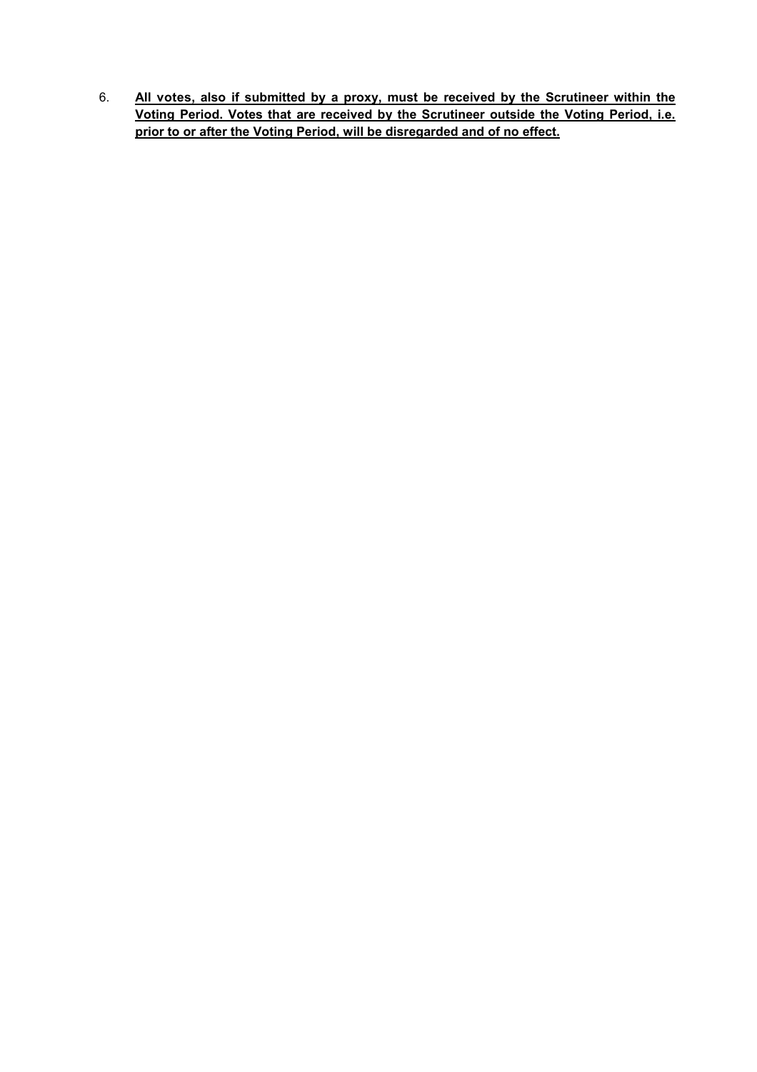6. **<u>All votes, also if submitted by a proxy, must be received by the Scrutineer within the Voting Period. Votes that are received by the Scrutineer outside the Voting Period, i.e. prior to or after the Voting Period, will be disregarded and of no effect.</u>**